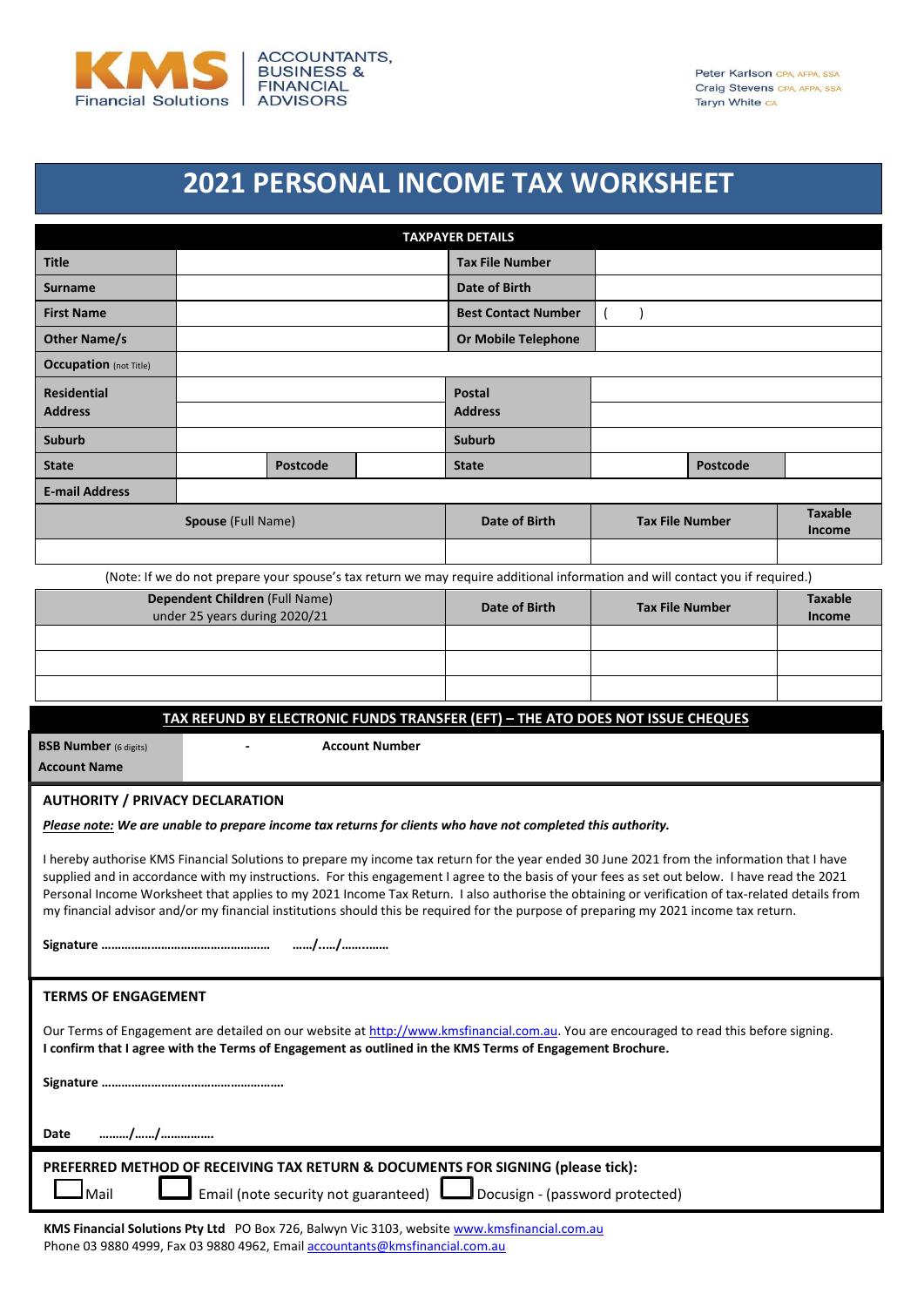KMS Financial Solutions | ACCOUNTANTS, BUSINESS & FINANCIAL ADVISORS

Peter Karlson CPA, AFPA, SSA
Craig Stevens CPA, AFPA, SSA
Taryn White CA

# 2021 PERSONAL INCOME TAX WORKSHEET

| TAXPAYER DETAILS | | | | | |
|---|---|---|---|---|---|
| **Title** | | | **Tax File Number** | | |
| **Surname** | | | **Date of Birth** | | |
| **First Name** | | | **Best Contact Number** | ( ) | |
| **Other Name/s** | | | **Or Mobile Telephone** | | |
| **Occupation** (not Title) | | | | | |
| **Residential Address** | | | **Postal Address** | | |
| **Suburb** | | | **Suburb** | | |
| **State** | | **Postcode** | **State** | | **Postcode** |
| **E-mail Address** | | | | | |

| **Spouse** (Full Name) | **Date of Birth** | **Tax File Number** | **Taxable Income** |
|---|---|---|---|
| | | | |

(Note: If we do not prepare your spouse's tax return we may require additional information and will contact you if required.)

| **Dependent Children** (Full Name) under 25 years during 2020/21 | **Date of Birth** | **Tax File Number** | **Taxable Income** |
|---|---|---|---|
| | | | |
| | | | |
| | | | |

## TAX REFUND BY ELECTRONIC FUNDS TRANSFER (EFT) – THE ATO DOES NOT ISSUE CHEQUES

| **BSB Number** (6 digits) | - | **Account Number** | |
|---|---|---|---|
| **Account Name** | | | |

## AUTHORITY / PRIVACY DECLARATION

***Please note:*** ***We are unable to prepare income tax returns for clients who have not completed this authority.***

I hereby authorise KMS Financial Solutions to prepare my income tax return for the year ended 30 June 2021 from the information that I have supplied and in accordance with my instructions. For this engagement I agree to the basis of your fees as set out below. I have read the 2021 Personal Income Worksheet that applies to my 2021 Income Tax Return. I also authorise the obtaining or verification of tax-related details from my financial advisor and/or my financial institutions should this be required for the purpose of preparing my 2021 income tax return.

**Signature ……………………………………………  ……/…../……..……**

## TERMS OF ENGAGEMENT

Our Terms of Engagement are detailed on our website at http://www.kmsfinancial.com.au. You are encouraged to read this before signing.
**I confirm that I agree with the Terms of Engagement as outlined in the KMS Terms of Engagement Brochure.**

**Signature ……………………………………………….**

**Date ………/……/…………….**

## PREFERRED METHOD OF RECEIVING TAX RETURN & DOCUMENTS FOR SIGNING (please tick):

☐ Mail ☐ Email (note security not guaranteed) ☐ Docusign - (password protected)

**KMS Financial Solutions Pty Ltd** PO Box 726, Balwyn Vic 3103, website www.kmsfinancial.com.au
Phone 03 9880 4999, Fax 03 9880 4962, Email accountants@kmsfinancial.com.au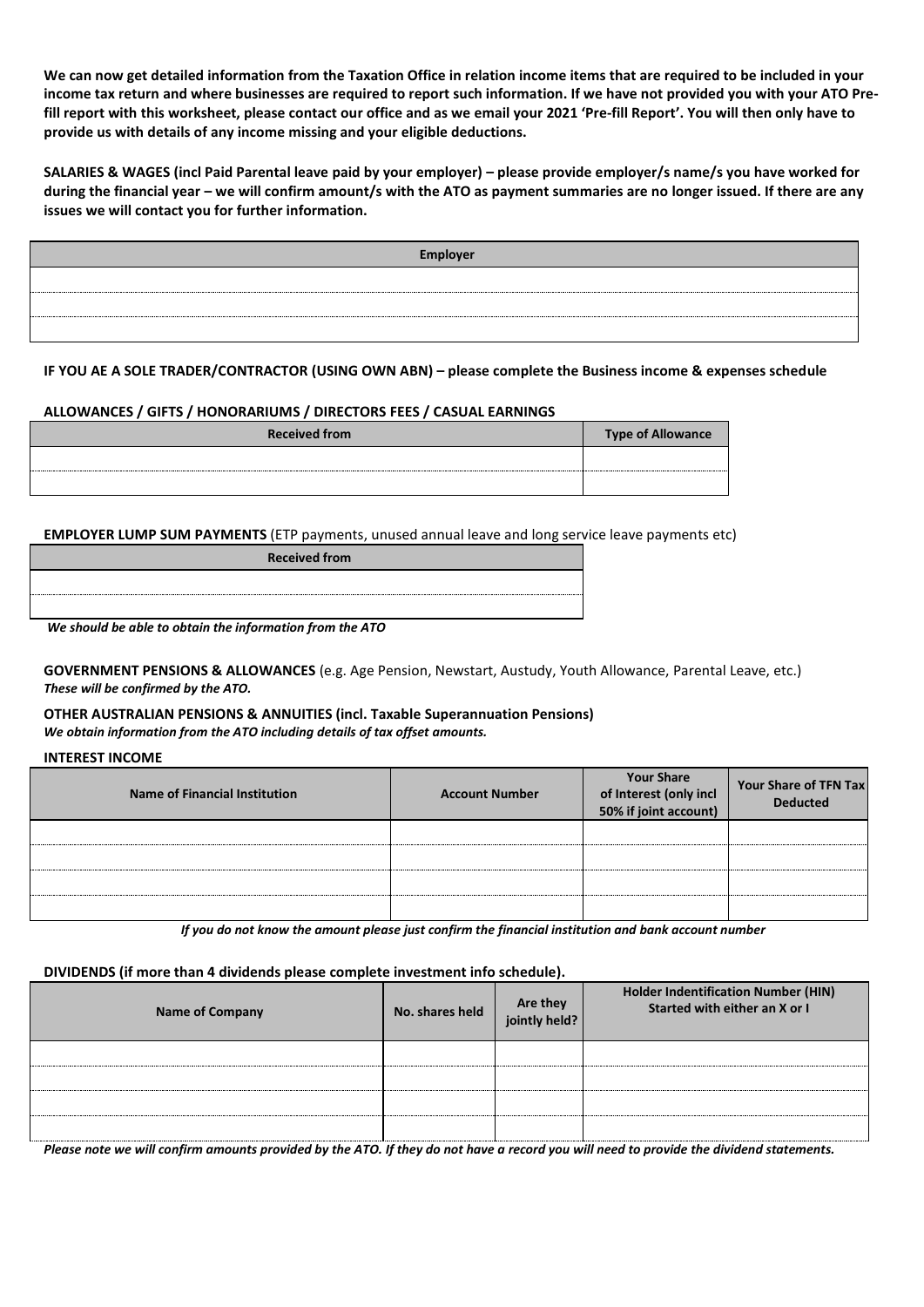**We can now get detailed information from the Taxation Office in relation income items that are required to be included in your income tax return and where businesses are required to report such information. If we have not provided you with your ATO Pre-fill report with this worksheet, please contact our office and as we email your 2021 'Pre-fill Report'. You will then only have to provide us with details of any income missing and your eligible deductions.**

**SALARIES & WAGES (incl Paid Parental leave paid by your employer) – please provide employer/s name/s you have worked for during the financial year – we will confirm amount/s with the ATO as payment summaries are no longer issued. If there are any issues we will contact you for further information.**

| Employer |
|---|
| |
| |
| |

**IF YOU AE A SOLE TRADER/CONTRACTOR (USING OWN ABN) – please complete the Business income & expenses schedule**

**ALLOWANCES / GIFTS / HONORARIUMS / DIRECTORS FEES / CASUAL EARNINGS**

| Received from | Type of Allowance |
|---|---|
| | |
| | |

**EMPLOYER LUMP SUM PAYMENTS** (ETP payments, unused annual leave and long service leave payments etc)

| Received from |
|---|
| |
| |

***We should be able to obtain the information from the ATO***

**GOVERNMENT PENSIONS & ALLOWANCES** (e.g. Age Pension, Newstart, Austudy, Youth Allowance, Parental Leave, etc.)
***These will be confirmed by the ATO.***

**OTHER AUSTRALIAN PENSIONS & ANNUITIES (incl. Taxable Superannuation Pensions)**
***We obtain information from the ATO including details of tax offset amounts.***

**INTEREST INCOME**

| Name of Financial Institution | Account Number | Your Share of Interest (only incl 50% if joint account) | Your Share of TFN Tax Deducted |
|---|---|---|---|
| | | | |
| | | | |
| | | | |
| | | | |

***If you do not know the amount please just confirm the financial institution and bank account number***

**DIVIDENDS (if more than 4 dividends please complete investment info schedule).**

| Name of Company | No. shares held | Are they jointly held? | Holder Indentification Number (HIN) Started with either an X or I |
|---|---|---|---|
| | | | |
| | | | |
| | | | |
| | | | |

***Please note we will confirm amounts provided by the ATO. If they do not have a record you will need to provide the dividend statements.***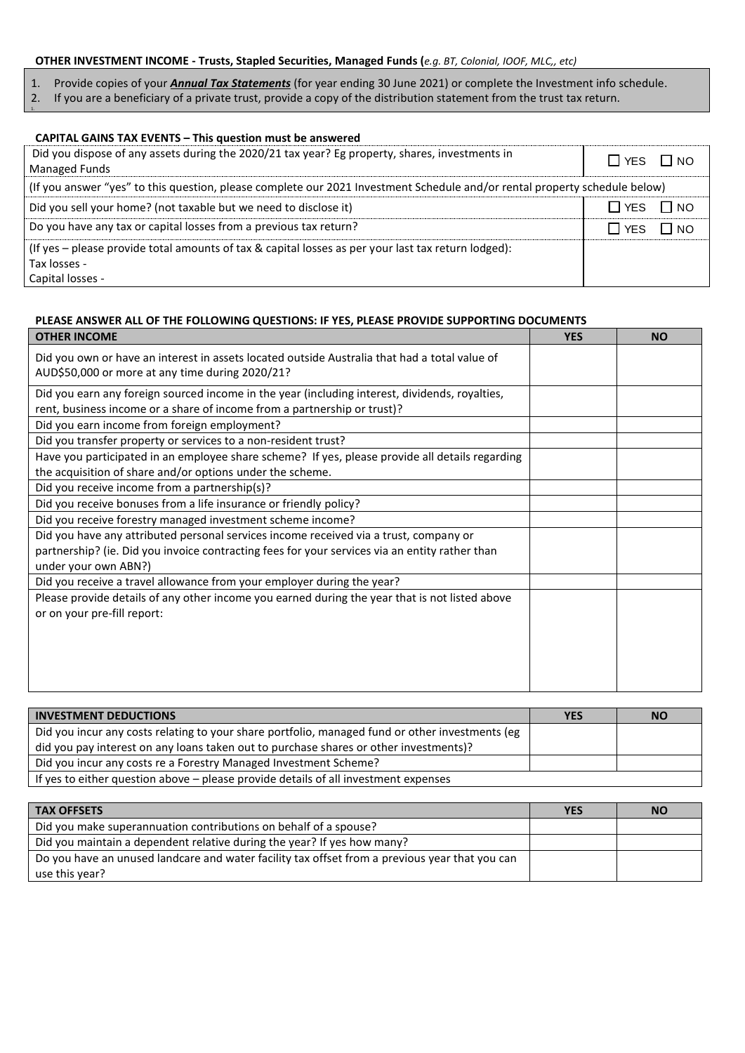**OTHER INVESTMENT INCOME - Trusts, Stapled Securities, Managed Funds (*e.g. BT, Colonial, IOOF, MLC,, etc)***

1. Provide copies of your ***Annual Tax Statements*** (for year ending 30 June 2021) or complete the Investment info schedule.
2. If you are a beneficiary of a private trust, provide a copy of the distribution statement from the trust tax return.

**CAPITAL GAINS TAX EVENTS – This question must be answered**

| | |
|---|---|
| Did you dispose of any assets during the 2020/21 tax year? Eg property, shares, investments in Managed Funds | ☐ YES ☐ NO |
| (If you answer "yes" to this question, please complete our 2021 Investment Schedule and/or rental property schedule below) | |
| Did you sell your home? (not taxable but we need to disclose it) | ☐ YES ☐ NO |
| Do you have any tax or capital losses from a previous tax return? | ☐ YES ☐ NO |
| (If yes – please provide total amounts of tax & capital losses as per your last tax return lodged):<br>Tax losses -<br>Capital losses - | |

**PLEASE ANSWER ALL OF THE FOLLOWING QUESTIONS: IF YES, PLEASE PROVIDE SUPPORTING DOCUMENTS**

| OTHER INCOME | YES | NO |
|---|---|---|
| Did you own or have an interest in assets located outside Australia that had a total value of AUD$50,000 or more at any time during 2020/21? | | |
| Did you earn any foreign sourced income in the year (including interest, dividends, royalties, rent, business income or a share of income from a partnership or trust)? | | |
| Did you earn income from foreign employment? | | |
| Did you transfer property or services to a non-resident trust? | | |
| Have you participated in an employee share scheme? If yes, please provide all details regarding the acquisition of share and/or options under the scheme. | | |
| Did you receive income from a partnership(s)? | | |
| Did you receive bonuses from a life insurance or friendly policy? | | |
| Did you receive forestry managed investment scheme income? | | |
| Did you have any attributed personal services income received via a trust, company or partnership? (ie. Did you invoice contracting fees for your services via an entity rather than under your own ABN?) | | |
| Did you receive a travel allowance from your employer during the year? | | |
| Please provide details of any other income you earned during the year that is not listed above or on your pre-fill report: | | |

| INVESTMENT DEDUCTIONS | YES | NO |
|---|---|---|
| Did you incur any costs relating to your share portfolio, managed fund or other investments (eg did you pay interest on any loans taken out to purchase shares or other investments)? | | |
| Did you incur any costs re a Forestry Managed Investment Scheme? | | |
| If yes to either question above – please provide details of all investment expenses | | |

| TAX OFFSETS | YES | NO |
|---|---|---|
| Did you make superannuation contributions on behalf of a spouse? | | |
| Did you maintain a dependent relative during the year? If yes how many? | | |
| Do you have an unused landcare and water facility tax offset from a previous year that you can use this year? | | |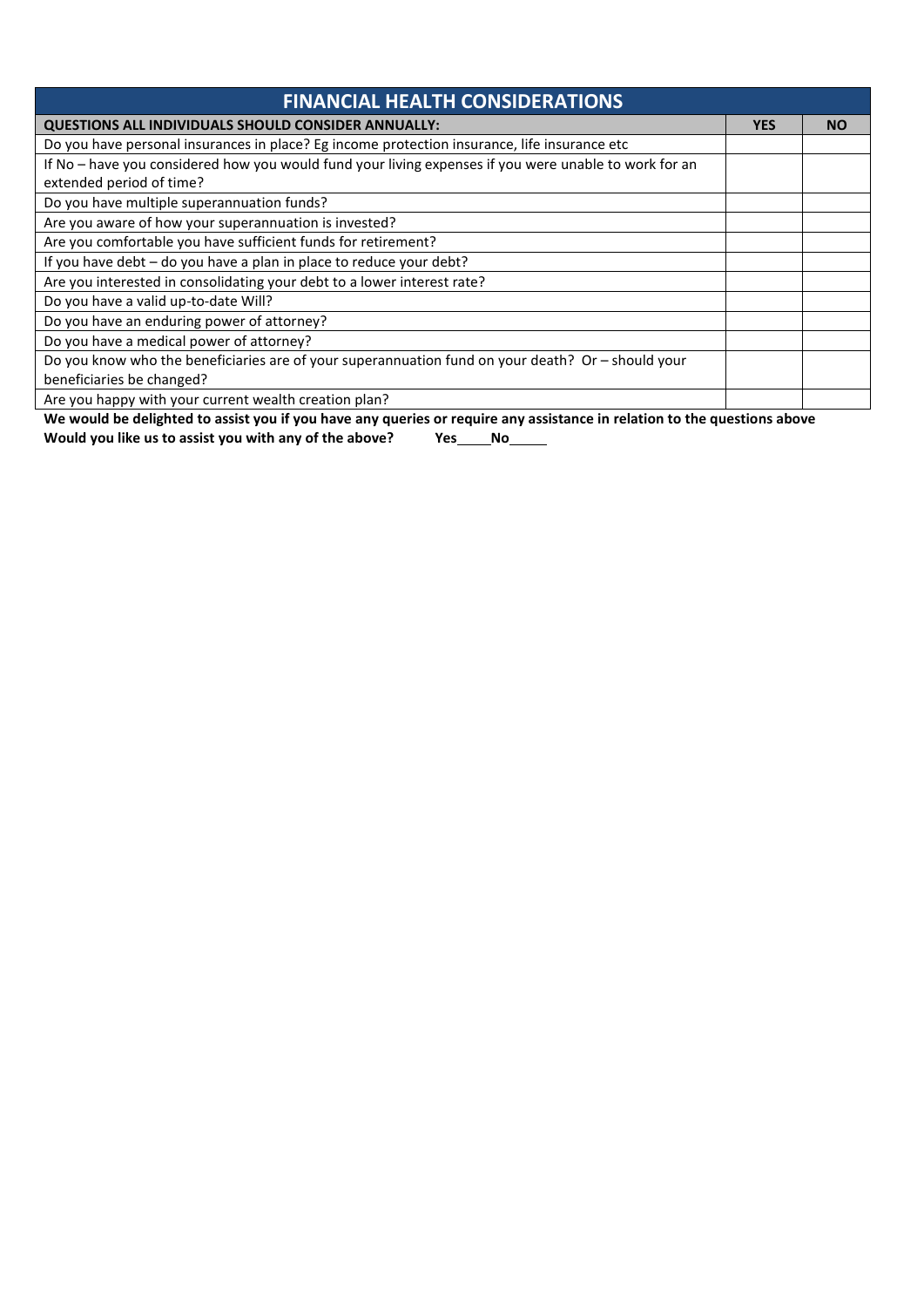## FINANCIAL HEALTH CONSIDERATIONS

| QUESTIONS ALL INDIVIDUALS SHOULD CONSIDER ANNUALLY: | YES | NO |
| --- | --- | --- |
| Do you have personal insurances in place? Eg income protection insurance, life insurance etc | | |
| If No – have you considered how you would fund your living expenses if you were unable to work for an extended period of time? | | |
| Do you have multiple superannuation funds? | | |
| Are you aware of how your superannuation is invested? | | |
| Are you comfortable you have sufficient funds for retirement? | | |
| If you have debt – do you have a plan in place to reduce your debt? | | |
| Are you interested in consolidating your debt to a lower interest rate? | | |
| Do you have a valid up-to-date Will? | | |
| Do you have an enduring power of attorney? | | |
| Do you have a medical power of attorney? | | |
| Do you know who the beneficiaries are of your superannuation fund on your death? Or – should your beneficiaries be changed? | | |
| Are you happy with your current wealth creation plan? | | |

**We would be delighted to assist you if you have any queries or require any assistance in relation to the questions above**

**Would you like us to assist you with any of the above? Yes\_\_\_\_\_ No\_\_\_\_\_**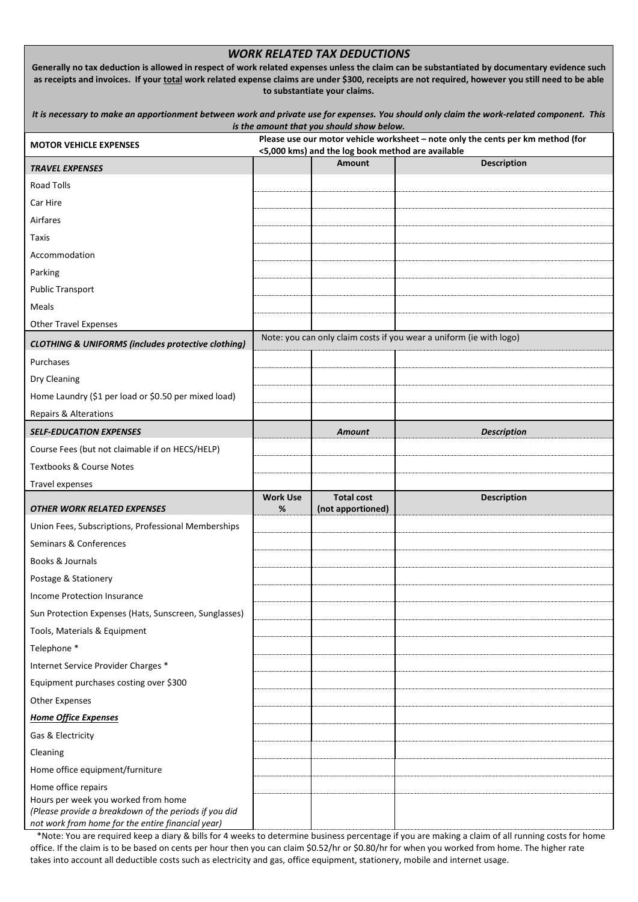## *WORK RELATED TAX DEDUCTIONS*

**Generally no tax deduction is allowed in respect of work related expenses unless the claim can be substantiated by documentary evidence such as receipts and invoices. If your total work related expense claims are under $300, receipts are not required, however you still need to be able to substantiate your claims.**

***It is necessary to make an apportionment between work and private use for expenses. You should only claim the work-related component. This is the amount that you should show below.***

| **MOTOR VEHICLE EXPENSES** | **Please use our motor vehicle worksheet – note only the cents per km method (for <5,000 kms) and the log book method are available** | | |
|---|---|---|---|
| ***TRAVEL EXPENSES*** | | **Amount** | **Description** |
| Road Tolls | | | |
| Car Hire | | | |
| Airfares | | | |
| Taxis | | | |
| Accommodation | | | |
| Parking | | | |
| Public Transport | | | |
| Meals | | | |
| Other Travel Expenses | | | |
| ***CLOTHING & UNIFORMS (includes protective clothing)*** | Note: you can only claim costs if you wear a uniform (ie with logo) | | |
| Purchases | | | |
| Dry Cleaning | | | |
| Home Laundry ($1 per load or $0.50 per mixed load) | | | |
| Repairs & Alterations | | | |
| ***SELF-EDUCATION EXPENSES*** | | ***Amount*** | ***Description*** |
| Course Fees (but not claimable if on HECS/HELP) | | | |
| Textbooks & Course Notes | | | |
| Travel expenses | | | |
| ***OTHER WORK RELATED EXPENSES*** | **Work Use %** | **Total cost (not apportioned)** | **Description** |
| Union Fees, Subscriptions, Professional Memberships | | | |
| Seminars & Conferences | | | |
| Books & Journals | | | |
| Postage & Stationery | | | |
| Income Protection Insurance | | | |
| Sun Protection Expenses (Hats, Sunscreen, Sunglasses) | | | |
| Tools, Materials & Equipment | | | |
| Telephone * | | | |
| Internet Service Provider Charges * | | | |
| Equipment purchases costing over $300 | | | |
| Other Expenses | | | |
| ***Home Office Expenses*** | | | |
| Gas & Electricity | | | |
| Cleaning | | | |
| Home office equipment/furniture | | | |
| Home office repairs | | | |
| Hours per week you worked from home *(Please provide a breakdown of the periods if you did not work from home for the entire financial year)* | | | |

*Note: You are required keep a diary & bills for 4 weeks to determine business percentage if you are making a claim of all running costs for home office. If the claim is to be based on cents per hour then you can claim $0.52/hr or $0.80/hr for when you worked from home. The higher rate takes into account all deductible costs such as electricity and gas, office equipment, stationery, mobile and internet usage.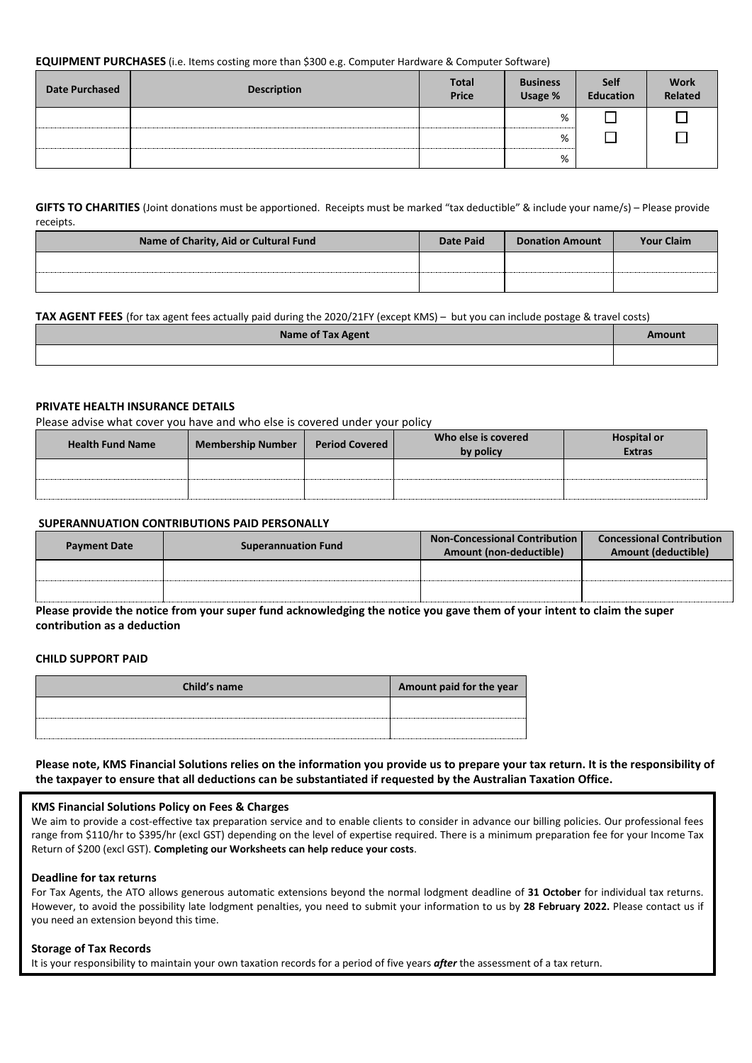**EQUIPMENT PURCHASES** (i.e. Items costing more than $300 e.g. Computer Hardware & Computer Software)

| Date Purchased | Description | Total Price | Business Usage % | Self Education | Work Related |
|---|---|---|---|---|---|
| | | | % | ☐ | ☐ |
| | | | % | ☐ | ☐ |
| | | | % | | |

**GIFTS TO CHARITIES** (Joint donations must be apportioned. Receipts must be marked "tax deductible" & include your name/s) – Please provide receipts.

| Name of Charity, Aid or Cultural Fund | Date Paid | Donation Amount | Your Claim |
|---|---|---|---|
| | | | |
| | | | |

**TAX AGENT FEES** (for tax agent fees actually paid during the 2020/21FY (except KMS) – but you can include postage & travel costs)

| Name of Tax Agent | Amount |
|---|---|
| | |

**PRIVATE HEALTH INSURANCE DETAILS**

Please advise what cover you have and who else is covered under your policy

| Health Fund Name | Membership Number | Period Covered | Who else is covered by policy | Hospital or Extras |
|---|---|---|---|---|
| | | | | |
| | | | | |

**SUPERANNUATION CONTRIBUTIONS PAID PERSONALLY**

| Payment Date | Superannuation Fund | Non-Concessional Contribution Amount (non-deductible) | Concessional Contribution Amount (deductible) |
|---|---|---|---|
| | | | |
| | | | |

**Please provide the notice from your super fund acknowledging the notice you gave them of your intent to claim the super contribution as a deduction**

**CHILD SUPPORT PAID**

| Child's name | Amount paid for the year |
|---|---|
| | |
| | |

**Please note, KMS Financial Solutions relies on the information you provide us to prepare your tax return. It is the responsibility of the taxpayer to ensure that all deductions can be substantiated if requested by the Australian Taxation Office.**

**KMS Financial Solutions Policy on Fees & Charges**

We aim to provide a cost-effective tax preparation service and to enable clients to consider in advance our billing policies. Our professional fees range from $110/hr to $395/hr (excl GST) depending on the level of expertise required. There is a minimum preparation fee for your Income Tax Return of $200 (excl GST). **Completing our Worksheets can help reduce your costs**.

**Deadline for tax returns**

For Tax Agents, the ATO allows generous automatic extensions beyond the normal lodgment deadline of **31 October** for individual tax returns. However, to avoid the possibility late lodgment penalties, you need to submit your information to us by **28 February 2022.** Please contact us if you need an extension beyond this time.

**Storage of Tax Records**

It is your responsibility to maintain your own taxation records for a period of five years ***after*** the assessment of a tax return.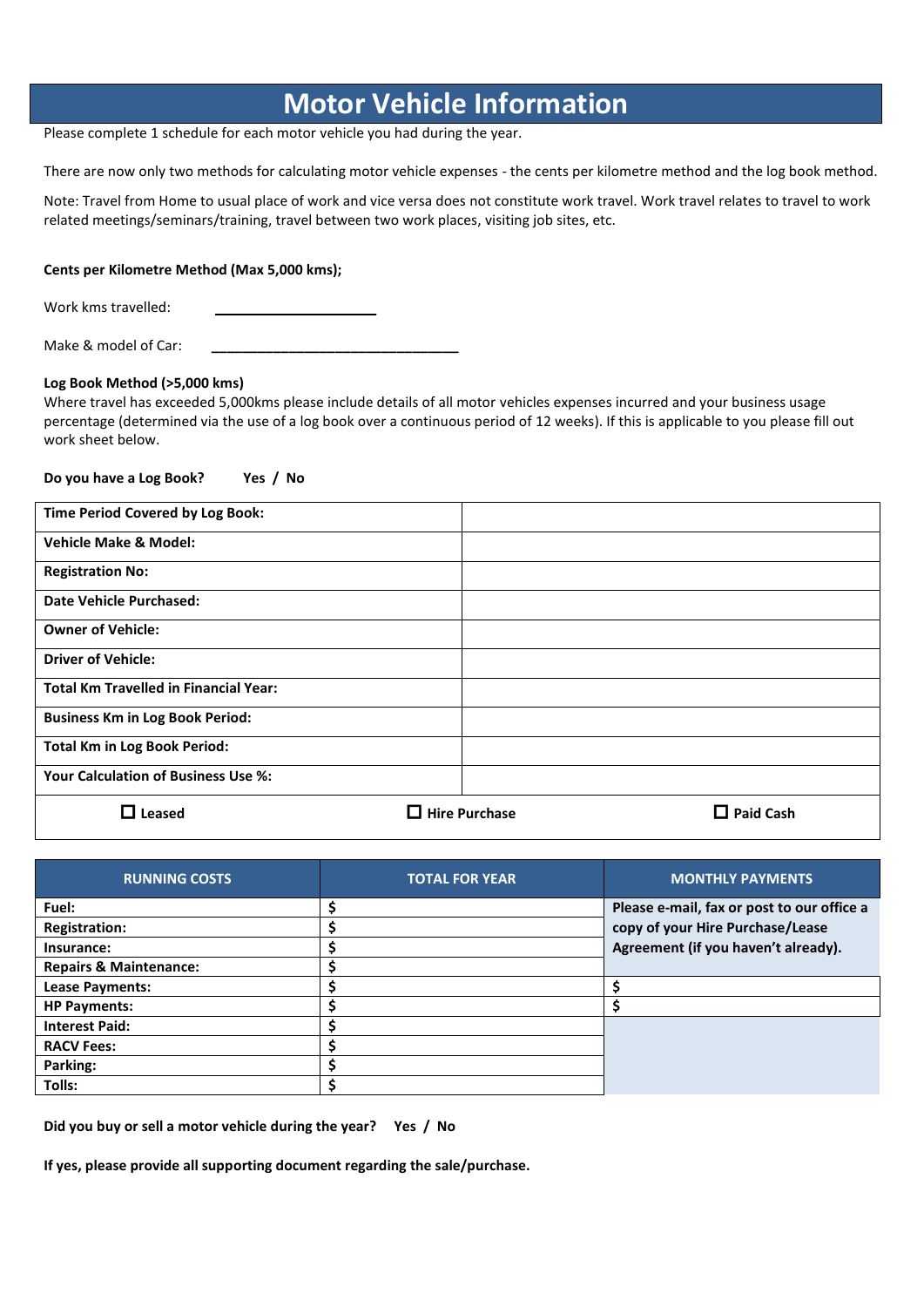# Motor Vehicle Information

Please complete 1 schedule for each motor vehicle you had during the year.

There are now only two methods for calculating motor vehicle expenses - the cents per kilometre method and the log book method.

Note: Travel from Home to usual place of work and vice versa does not constitute work travel. Work travel relates to travel to work related meetings/seminars/training, travel between two work places, visiting job sites, etc.

**Cents per Kilometre Method (Max 5,000 kms);**

Work kms travelled: ____________________

Make & model of Car: ________________________________

**Log Book Method (>5,000 kms)**

Where travel has exceeded 5,000kms please include details of all motor vehicles expenses incurred and your business usage percentage (determined via the use of a log book over a continuous period of 12 weeks). If this is applicable to you please fill out work sheet below.

**Do you have a Log Book? Yes / No**

| | |
|---|---|
| **Time Period Covered by Log Book:** | |
| **Vehicle Make & Model:** | |
| **Registration No:** | |
| **Date Vehicle Purchased:** | |
| **Owner of Vehicle:** | |
| **Driver of Vehicle:** | |
| **Total Km Travelled in Financial Year:** | |
| **Business Km in Log Book Period:** | |
| **Total Km in Log Book Period:** | |
| **Your Calculation of Business Use %:** | |

☐ **Leased** ☐ **Hire Purchase** ☐ **Paid Cash**

| RUNNING COSTS | TOTAL FOR YEAR | MONTHLY PAYMENTS |
|---|---|---|
| **Fuel:** | $ | **Please e-mail, fax or post to our office a copy of your Hire Purchase/Lease Agreement (if you haven't already).** |
| **Registration:** | $ | |
| **Insurance:** | $ | |
| **Repairs & Maintenance:** | $ | |
| **Lease Payments:** | $ | $ |
| **HP Payments:** | $ | $ |
| **Interest Paid:** | $ | |
| **RACV Fees:** | $ | |
| **Parking:** | $ | |
| **Tolls:** | $ | |

**Did you buy or sell a motor vehicle during the year? Yes / No**

**If yes, please provide all supporting document regarding the sale/purchase.**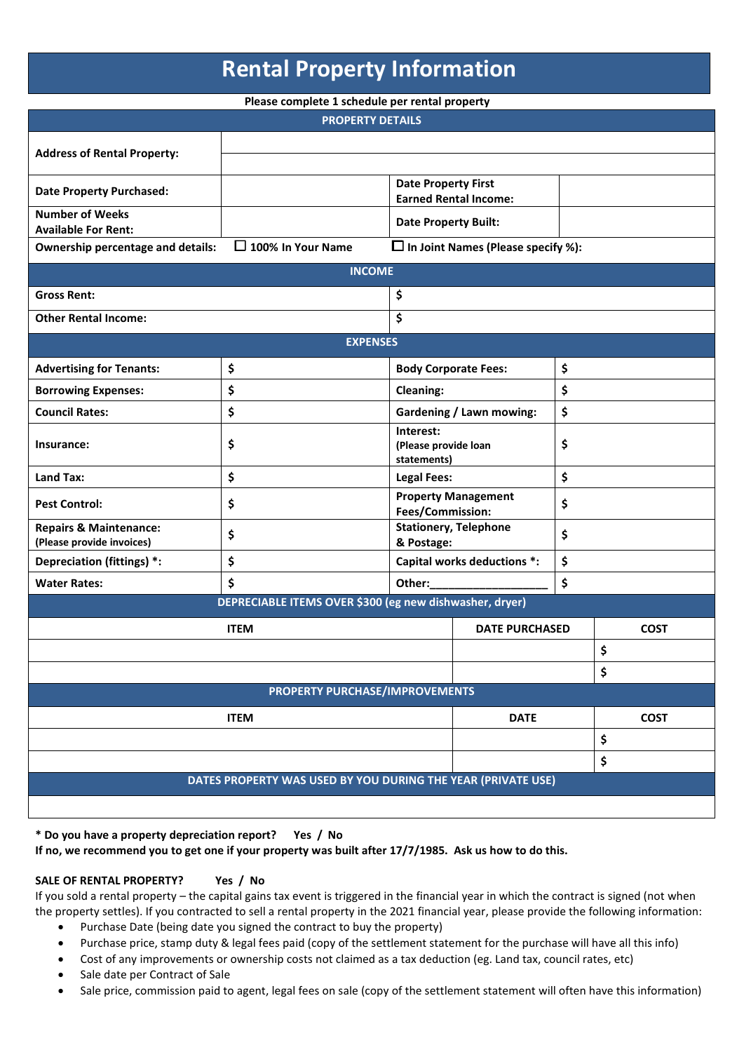# Rental Property Information

**Please complete 1 schedule per rental property**

| PROPERTY DETAILS | | | |
|---|---|---|---|
| **Address of Rental Property:** | | | |
| **Date Property Purchased:** | | **Date Property First Earned Rental Income:** | |
| **Number of Weeks Available For Rent:** | | **Date Property Built:** | |
| **Ownership percentage and details:** | ☐ **100% In Your Name** | ☐ **In Joint Names (Please specify %):** | |

| INCOME | |
|---|---|
| **Gross Rent:** | $ |
| **Other Rental Income:** | $ |

| EXPENSES | | | |
|---|---|---|---|
| **Advertising for Tenants:** | $ | **Body Corporate Fees:** | $ |
| **Borrowing Expenses:** | $ | **Cleaning:** | $ |
| **Council Rates:** | $ | **Gardening / Lawn mowing:** | $ |
| **Insurance:** | $ | **Interest:** (Please provide loan statements) | $ |
| **Land Tax:** | $ | **Legal Fees:** | $ |
| **Pest Control:** | $ | **Property Management Fees/Commission:** | $ |
| **Repairs & Maintenance:** (Please provide invoices) | $ | **Stationery, Telephone & Postage:** | $ |
| **Depreciation (fittings) *:** | $ | **Capital works deductions *:** | $ |
| **Water Rates:** | $ | **Other:___________________** | $ |

**DEPRECIABLE ITEMS OVER $300 (eg new dishwasher, dryer)**

| ITEM | DATE PURCHASED | COST |
|---|---|---|
| | | $ |
| | | $ |

**PROPERTY PURCHASE/IMPROVEMENTS**

| ITEM | DATE | COST |
|---|---|---|
| | | $ |
| | | $ |

**DATES PROPERTY WAS USED BY YOU DURING THE YEAR (PRIVATE USE)**

| |
|---|
| |

**\* Do you have a property depreciation report? Yes / No**
**If no, we recommend you to get one if your property was built after 17/7/1985. Ask us how to do this.**

**SALE OF RENTAL PROPERTY? Yes / No**

If you sold a rental property – the capital gains tax event is triggered in the financial year in which the contract is signed (not when the property settles). If you contracted to sell a rental property in the 2021 financial year, please provide the following information:

- Purchase Date (being date you signed the contract to buy the property)
- Purchase price, stamp duty & legal fees paid (copy of the settlement statement for the purchase will have all this info)
- Cost of any improvements or ownership costs not claimed as a tax deduction (eg. Land tax, council rates, etc)
- Sale date per Contract of Sale
- Sale price, commission paid to agent, legal fees on sale (copy of the settlement statement will often have this information)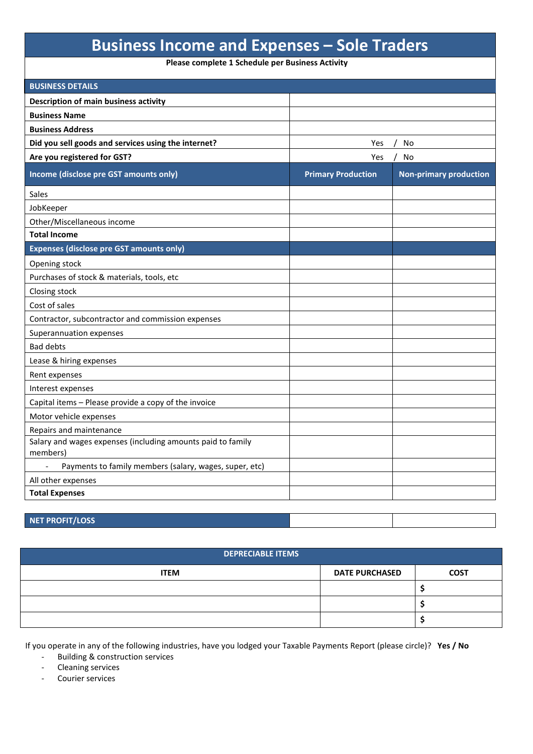# Business Income and Expenses – Sole Traders

**Please complete 1 Schedule per Business Activity**

| **BUSINESS DETAILS** | | |
|---|---|---|
| **Description of main business activity** | | |
| **Business Name** | | |
| **Business Address** | | |
| **Did you sell goods and services using the internet?** | Yes / No | |
| **Are you registered for GST?** | Yes / No | |
| **Income (disclose pre GST amounts only)** | **Primary Production** | **Non-primary production** |
| Sales | | |
| JobKeeper | | |
| Other/Miscellaneous income | | |
| **Total Income** | | |
| **Expenses (disclose pre GST amounts only)** | | |
| Opening stock | | |
| Purchases of stock & materials, tools, etc | | |
| Closing stock | | |
| Cost of sales | | |
| Contractor, subcontractor and commission expenses | | |
| Superannuation expenses | | |
| Bad debts | | |
| Lease & hiring expenses | | |
| Rent expenses | | |
| Interest expenses | | |
| Capital items – Please provide a copy of the invoice | | |
| Motor vehicle expenses | | |
| Repairs and maintenance | | |
| Salary and wages expenses (including amounts paid to family members) | | |
| - Payments to family members (salary, wages, super, etc) | | |
| All other expenses | | |
| **Total Expenses** | | |

| **NET PROFIT/LOSS** | | |
|---|---|---|

| **DEPRECIABLE ITEMS** | | |
|---|---|---|
| **ITEM** | **DATE PURCHASED** | **COST** |
| | | **$** |
| | | **$** |
| | | **$** |

If you operate in any of the following industries, have you lodged your Taxable Payments Report (please circle)? **Yes / No**

- Building & construction services
- Cleaning services
- Courier services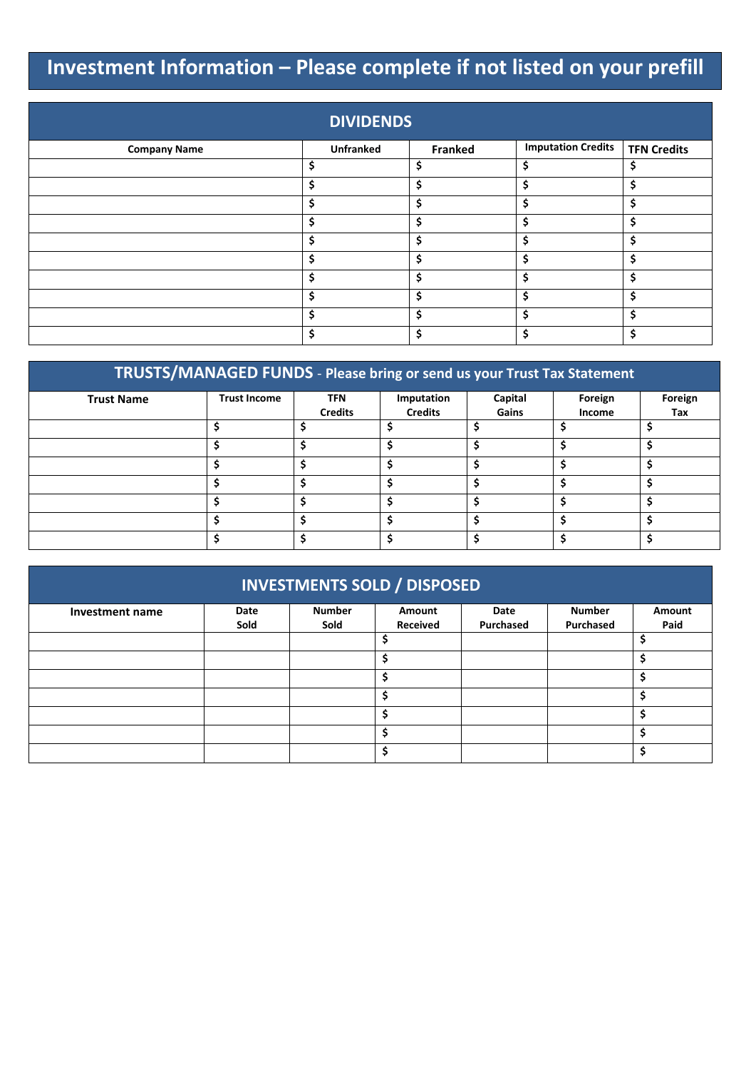# Investment Information – Please complete if not listed on your prefill

## DIVIDENDS

| Company Name | Unfranked | Franked | Imputation Credits | TFN Credits |
|---|---|---|---|---|
| | $ | $ | $ | $ |
| | $ | $ | $ | $ |
| | $ | $ | $ | $ |
| | $ | $ | $ | $ |
| | $ | $ | $ | $ |
| | $ | $ | $ | $ |
| | $ | $ | $ | $ |
| | $ | $ | $ | $ |
| | $ | $ | $ | $ |
| | $ | $ | $ | $ |

## TRUSTS/MANAGED FUNDS - Please bring or send us your Trust Tax Statement

| Trust Name | Trust Income | TFN Credits | Imputation Credits | Capital Gains | Foreign Income | Foreign Tax |
|---|---|---|---|---|---|---|
| | $ | $ | $ | $ | $ | $ |
| | $ | $ | $ | $ | $ | $ |
| | $ | $ | $ | $ | $ | $ |
| | $ | $ | $ | $ | $ | $ |
| | $ | $ | $ | $ | $ | $ |
| | $ | $ | $ | $ | $ | $ |
| | $ | $ | $ | $ | $ | $ |

## INVESTMENTS SOLD / DISPOSED

| Investment name | Date Sold | Number Sold | Amount Received | Date Purchased | Number Purchased | Amount Paid |
|---|---|---|---|---|---|---|
| | | | $ | | | $ |
| | | | $ | | | $ |
| | | | $ | | | $ |
| | | | $ | | | $ |
| | | | $ | | | $ |
| | | | $ | | | $ |
| | | | $ | | | $ |